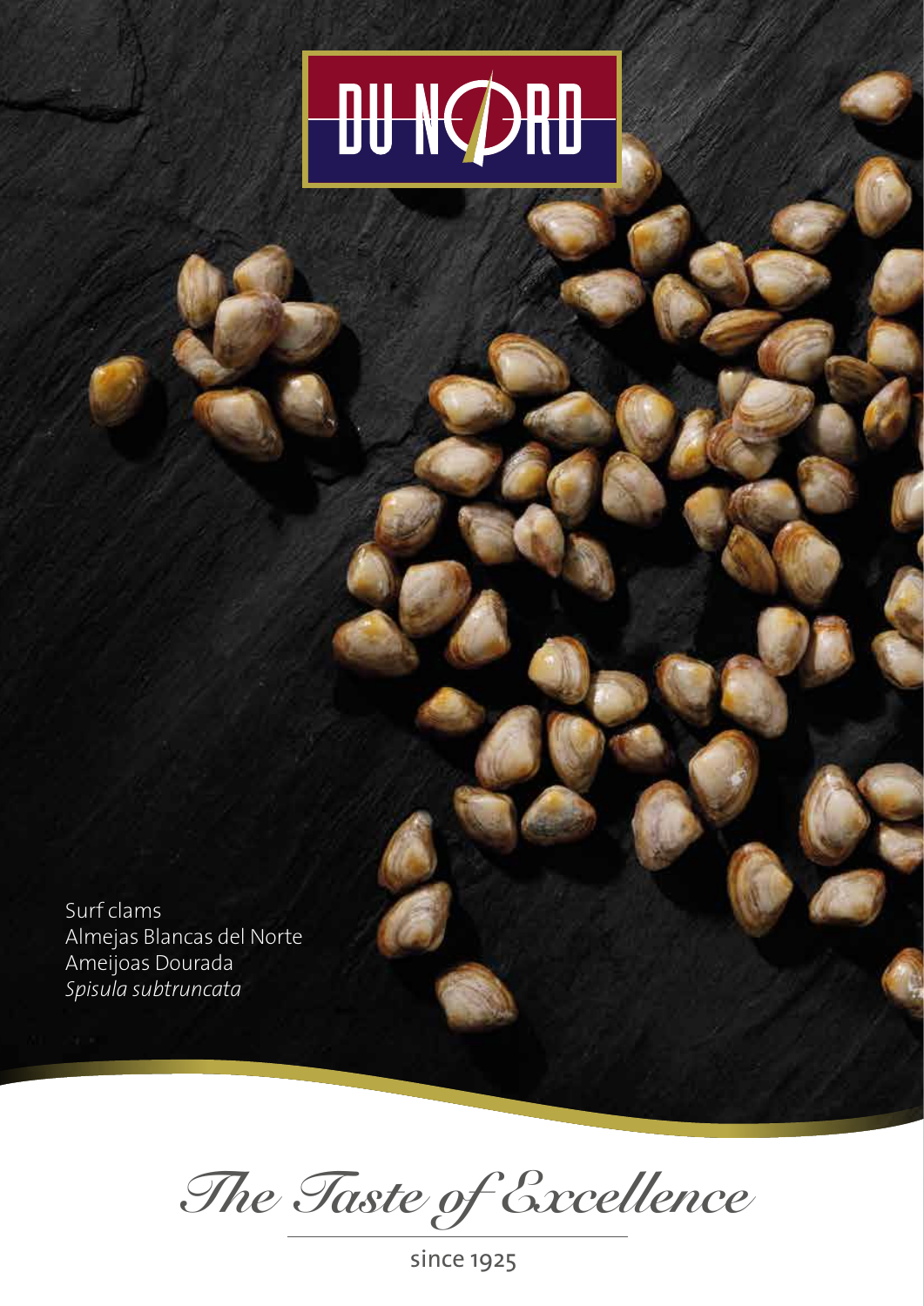# DU NORD

Surf clams
Almejas Blancas del Norte
Ameijoas Dourada
*Spisula subtruncata*

*The Taste of Excellence*

since 1925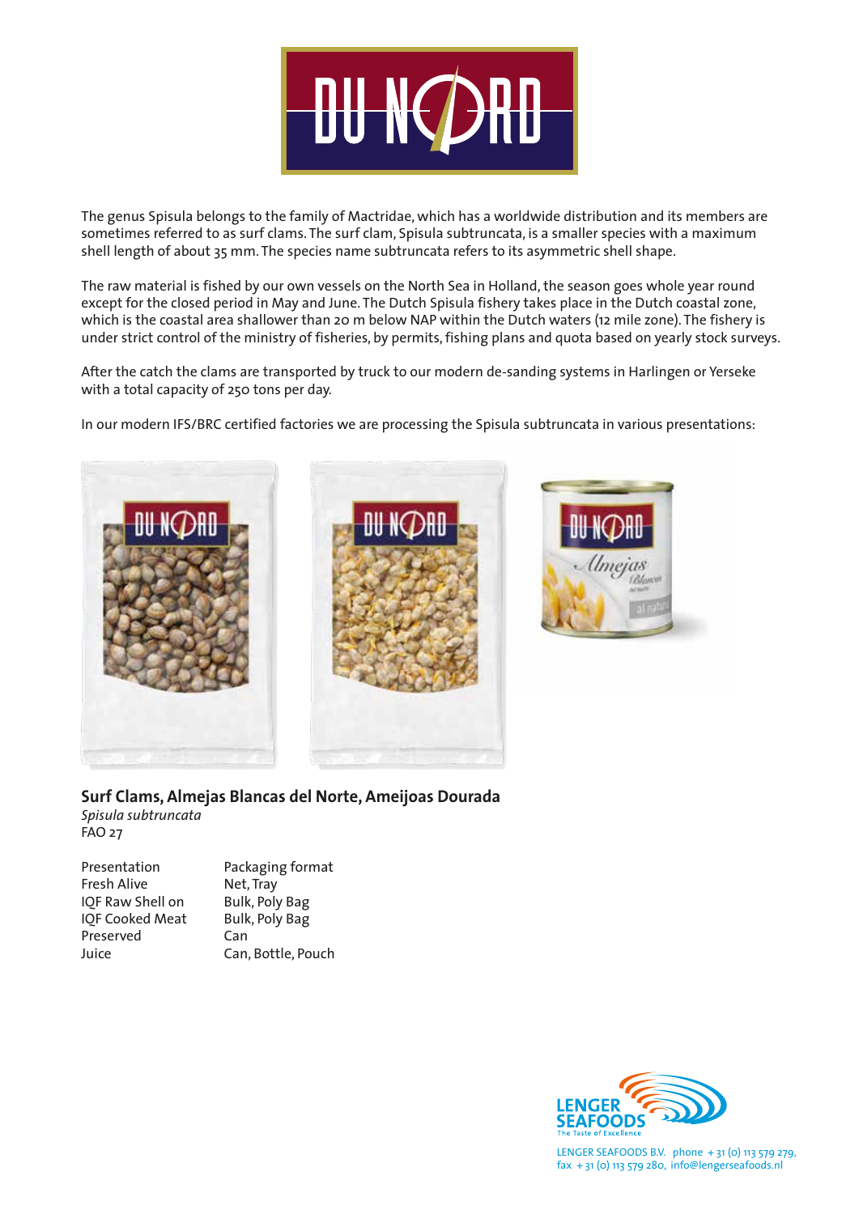The genus Spisula belongs to the family of Mactridae, which has a worldwide distribution and its members are sometimes referred to as surf clams. The surf clam, Spisula subtruncata, is a smaller species with a maximum shell length of about 35 mm. The species name subtruncata refers to its asymmetric shell shape.

The raw material is fished by our own vessels on the North Sea in Holland, the season goes whole year round except for the closed period in May and June. The Dutch Spisula fishery takes place in the Dutch coastal zone, which is the coastal area shallower than 20 m below NAP within the Dutch waters (12 mile zone). The fishery is under strict control of the ministry of fisheries, by permits, fishing plans and quota based on yearly stock surveys.

After the catch the clams are transported by truck to our modern de-sanding systems in Harlingen or Yerseke with a total capacity of 250 tons per day.

In our modern IFS/BRC certified factories we are processing the Spisula subtruncata in various presentations:

**Surf Clams, Almejas Blancas del Norte, Ameijoas Dourada**

*Spisula subtruncata*

FAO 27

| Presentation | Packaging format |
|---|---|
| Fresh Alive | Net, Tray |
| IQF Raw Shell on | Bulk, Poly Bag |
| IQF Cooked Meat | Bulk, Poly Bag |
| Preserved | Can |
| Juice | Can, Bottle, Pouch |

LENGER SEAFOODS B.V. phone + 31 (0) 113 579 279, fax + 31 (0) 113 579 280, info@lengerseafoods.nl